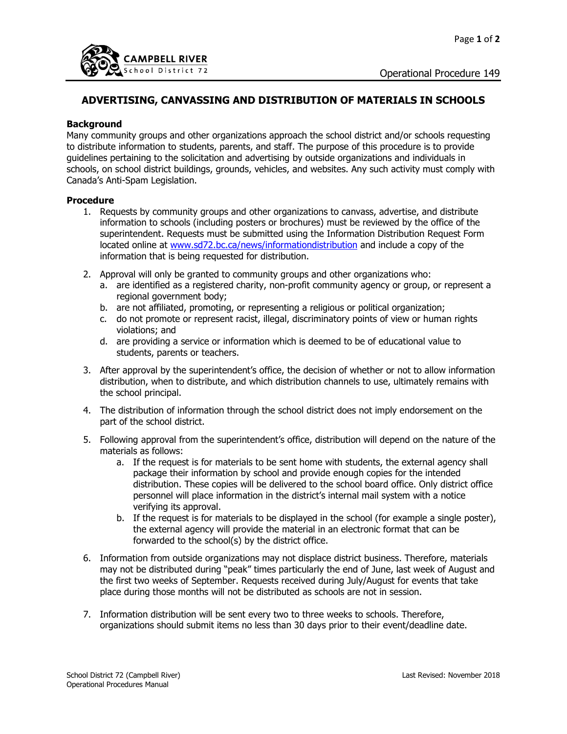Operational Procedure 149

# ADVERTISING, CANVASSING AND DISTRIBUTION OF MATERIALS IN SCHOOLS

**Background**

Many community groups and other organizations approach the school district and/or schools requesting to distribute information to students, parents, and staff. The purpose of this procedure is to provide guidelines pertaining to the solicitation and advertising by outside organizations and individuals in schools, on school district buildings, grounds, vehicles, and websites. Any such activity must comply with Canada's Anti-Spam Legislation.

**Procedure**

1. Requests by community groups and other organizations to canvass, advertise, and distribute information to schools (including posters or brochures) must be reviewed by the office of the superintendent. Requests must be submitted using the Information Distribution Request Form located online at [www.sd72.bc.ca/news/informationdistribution](www.sd72.bc.ca/news/informationdistribution) and include a copy of the information that is being requested for distribution.

2. Approval will only be granted to community groups and other organizations who:
   a. are identified as a registered charity, non-profit community agency or group, or represent a regional government body;
   b. are not affiliated, promoting, or representing a religious or political organization;
   c. do not promote or represent racist, illegal, discriminatory points of view or human rights violations; and
   d. are providing a service or information which is deemed to be of educational value to students, parents or teachers.

3. After approval by the superintendent's office, the decision of whether or not to allow information distribution, when to distribute, and which distribution channels to use, ultimately remains with the school principal.

4. The distribution of information through the school district does not imply endorsement on the part of the school district.

5. Following approval from the superintendent's office, distribution will depend on the nature of the materials as follows:
   a. If the request is for materials to be sent home with students, the external agency shall package their information by school and provide enough copies for the intended distribution. These copies will be delivered to the school board office. Only district office personnel will place information in the district's internal mail system with a notice verifying its approval.
   b. If the request is for materials to be displayed in the school (for example a single poster), the external agency will provide the material in an electronic format that can be forwarded to the school(s) by the district office.

6. Information from outside organizations may not displace district business. Therefore, materials may not be distributed during "peak" times particularly the end of June, last week of August and the first two weeks of September. Requests received during July/August for events that take place during those months will not be distributed as schools are not in session.

7. Information distribution will be sent every two to three weeks to schools. Therefore, organizations should submit items no less than 30 days prior to their event/deadline date.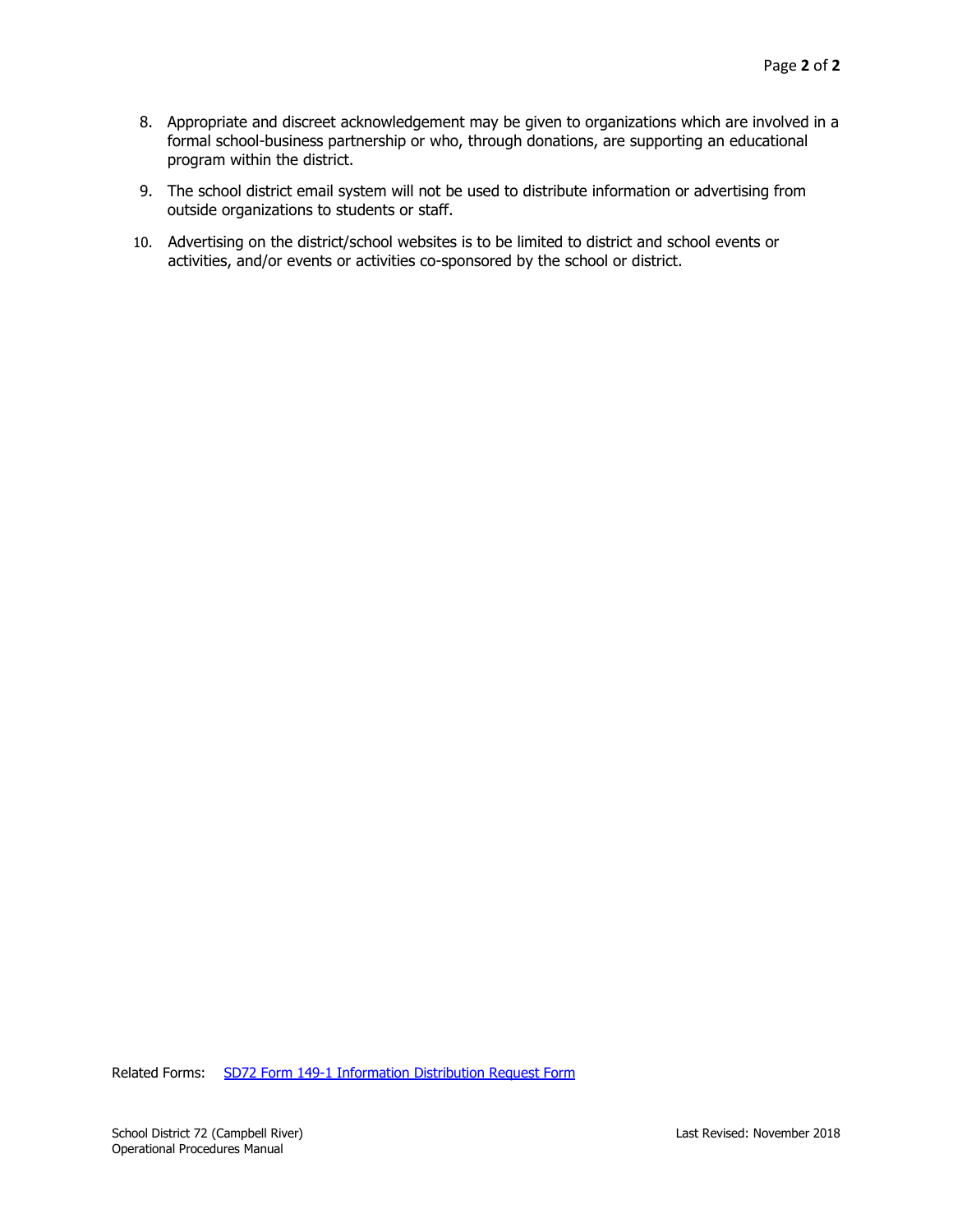8. Appropriate and discreet acknowledgement may be given to organizations which are involved in a formal school-business partnership or who, through donations, are supporting an educational program within the district.
9. The school district email system will not be used to distribute information or advertising from outside organizations to students or staff.
10. Advertising on the district/school websites is to be limited to district and school events or activities, and/or events or activities co-sponsored by the school or district.

Related Forms: SD72 Form 149-1 Information Distribution Request Form

School District 72 (Campbell River)
Operational Procedures Manual

Last Revised: November 2018